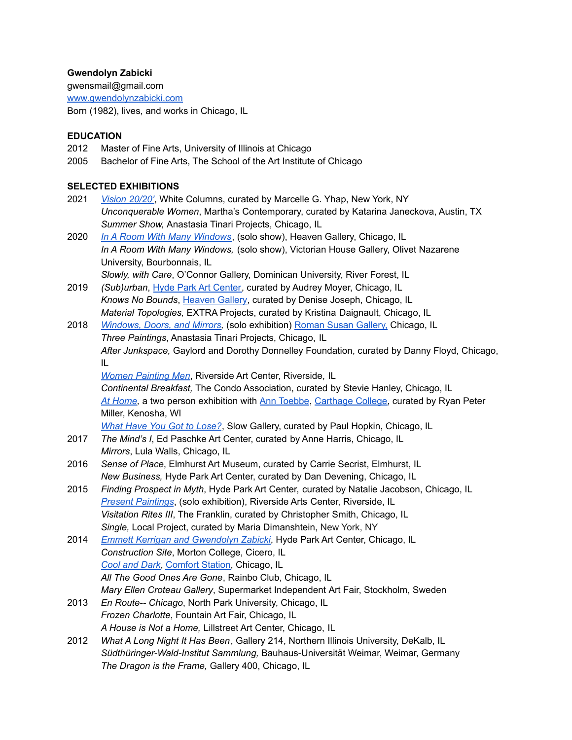**Gwendolyn Zabicki**
gwensmail@gmail.com
www.gwendolynzabicki.com
Born (1982), lives, and works in Chicago, IL

**EDUCATION**

2012 Master of Fine Arts, University of Illinois at Chicago
2005 Bachelor of Fine Arts, The School of the Art Institute of Chicago

**SELECTED EXHIBITIONS**

2021 *Vision 20/20'*, White Columns, curated by Marcelle G. Yhap, New York, NY
*Unconquerable Women*, Martha's Contemporary, curated by Katarina Janeckova, Austin, TX
*Summer Show,* Anastasia Tinari Projects, Chicago, IL

2020 *In A Room With Many Windows*, (solo show), Heaven Gallery, Chicago, IL
*In A Room With Many Windows,* (solo show), Victorian House Gallery, Olivet Nazarene University, Bourbonnais, IL
*Slowly, with Care*, O'Connor Gallery, Dominican University, River Forest, IL

2019 *(Sub)urban*, Hyde Park Art Center, curated by Audrey Moyer, Chicago, IL
*Knows No Bounds*, Heaven Gallery, curated by Denise Joseph, Chicago, IL
*Material Topologies,* EXTRA Projects, curated by Kristina Daignault, Chicago, IL

2018 *Windows, Doors, and Mirrors,* (solo exhibition) Roman Susan Gallery, Chicago, IL
*Three Paintings*, Anastasia Tinari Projects, Chicago, IL
*After Junkspace,* Gaylord and Dorothy Donnelley Foundation, curated by Danny Floyd, Chicago, IL
*Women Painting Men*, Riverside Art Center, Riverside, IL
*Continental Breakfast,* The Condo Association, curated by Stevie Hanley, Chicago, IL
*At Home,* a two person exhibition with Ann Toebbe, Carthage College, curated by Ryan Peter Miller, Kenosha, WI
*What Have You Got to Lose?*, Slow Gallery, curated by Paul Hopkin, Chicago, IL

2017 *The Mind's I*, Ed Paschke Art Center, curated by Anne Harris, Chicago, IL
*Mirrors*, Lula Walls, Chicago, IL

2016 *Sense of Place*, Elmhurst Art Museum, curated by Carrie Secrist, Elmhurst, IL
*New Business,* Hyde Park Art Center, curated by Dan Devening, Chicago, IL

2015 *Finding Prospect in Myth*, Hyde Park Art Center, curated by Natalie Jacobson, Chicago, IL
*Present Paintings*, (solo exhibition), Riverside Arts Center, Riverside, IL
*Visitation Rites III,* The Franklin, curated by Christopher Smith, Chicago, IL
*Single,* Local Project, curated by Maria Dimanshtein, New York, NY

2014 *Emmett Kerrigan and Gwendolyn Zabicki*, Hyde Park Art Center, Chicago, IL
*Construction Site*, Morton College, Cicero, IL
*Cool and Dark*, Comfort Station, Chicago, IL
*All The Good Ones Are Gone*, Rainbo Club, Chicago, IL
*Mary Ellen Croteau Gallery*, Supermarket Independent Art Fair, Stockholm, Sweden

2013 *En Route-- Chicago*, North Park University, Chicago, IL
*Frozen Charlotte*, Fountain Art Fair, Chicago, IL
*A House is Not a Home,* Lillstreet Art Center, Chicago, IL

2012 *What A Long Night It Has Been*, Gallery 214, Northern Illinois University, DeKalb, IL
*Südthüringer-Wald-Institut Sammlung,* Bauhaus-Universität Weimar, Weimar, Germany
*The Dragon is the Frame,* Gallery 400, Chicago, IL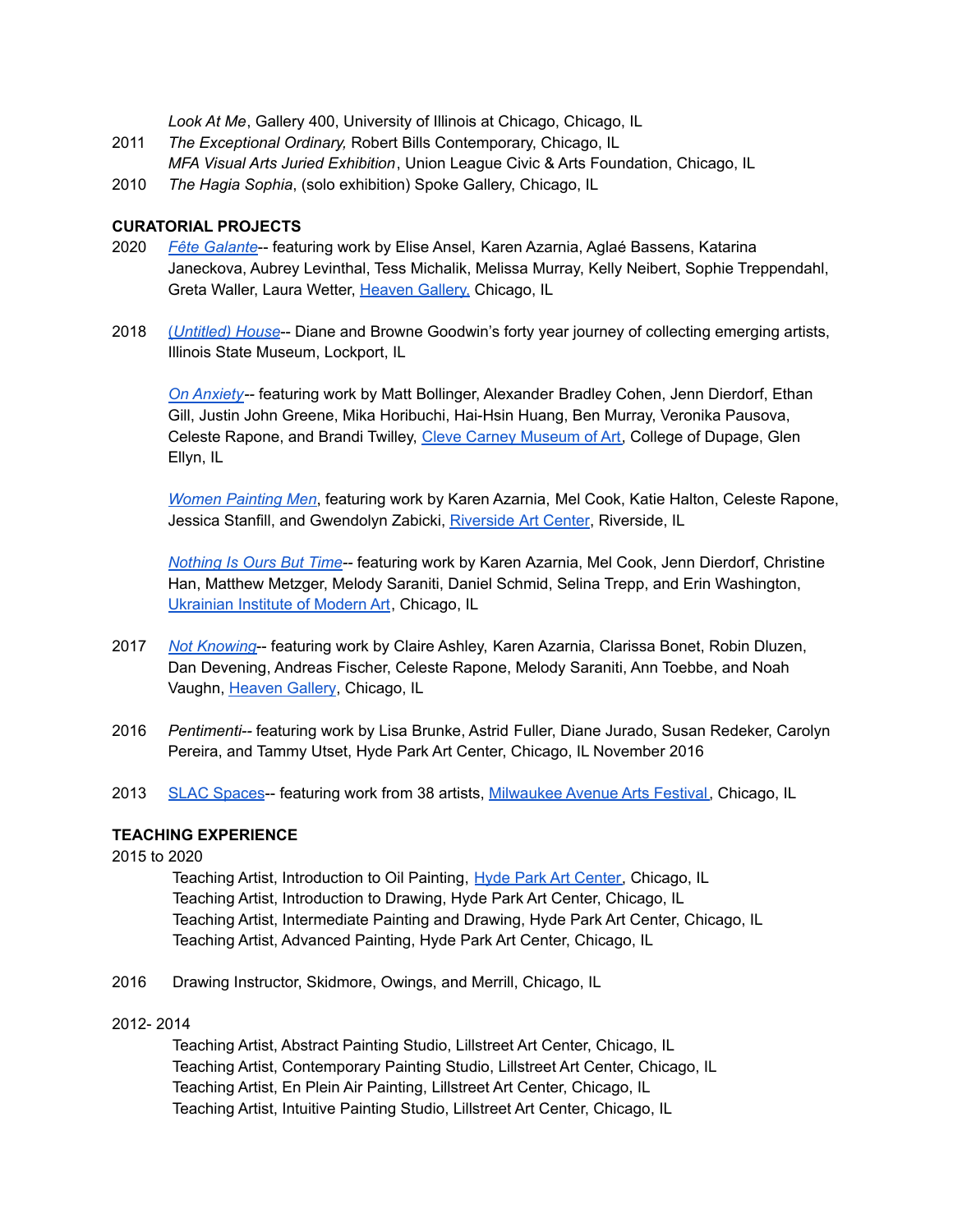*Look At Me*, Gallery 400, University of Illinois at Chicago, Chicago, IL

2011 *The Exceptional Ordinary,* Robert Bills Contemporary, Chicago, IL
*MFA Visual Arts Juried Exhibition*, Union League Civic & Arts Foundation, Chicago, IL

2010 *The Hagia Sophia*, (solo exhibition) Spoke Gallery, Chicago, IL

**CURATORIAL PROJECTS**

2020 *Fête Galante*-- featuring work by Elise Ansel, Karen Azarnia, Aglaé Bassens, Katarina Janeckova, Aubrey Levinthal, Tess Michalik, Melissa Murray, Kelly Neibert, Sophie Treppendahl, Greta Waller, Laura Wetter, Heaven Gallery, Chicago, IL

2018 *(Untitled) House*-- Diane and Browne Goodwin's forty year journey of collecting emerging artists, Illinois State Museum, Lockport, IL

*On Anxiety*-- featuring work by Matt Bollinger, Alexander Bradley Cohen, Jenn Dierdorf, Ethan Gill, Justin John Greene, Mika Horibuchi, Hai-Hsin Huang, Ben Murray, Veronika Pausova, Celeste Rapone, and Brandi Twilley, Cleve Carney Museum of Art, College of Dupage, Glen Ellyn, IL

*Women Painting Men*, featuring work by Karen Azarnia, Mel Cook, Katie Halton, Celeste Rapone, Jessica Stanfill, and Gwendolyn Zabicki, Riverside Art Center, Riverside, IL

*Nothing Is Ours But Time*-- featuring work by Karen Azarnia, Mel Cook, Jenn Dierdorf, Christine Han, Matthew Metzger, Melody Saraniti, Daniel Schmid, Selina Trepp, and Erin Washington, Ukrainian Institute of Modern Art, Chicago, IL

2017 *Not Knowing*-- featuring work by Claire Ashley, Karen Azarnia, Clarissa Bonet, Robin Dluzen, Dan Devening, Andreas Fischer, Celeste Rapone, Melody Saraniti, Ann Toebbe, and Noah Vaughn, Heaven Gallery, Chicago, IL

2016 *Pentimenti*-- featuring work by Lisa Brunke, Astrid Fuller, Diane Jurado, Susan Redeker, Carolyn Pereira, and Tammy Utset, Hyde Park Art Center, Chicago, IL November 2016

2013 SLAC Spaces-- featuring work from 38 artists, Milwaukee Avenue Arts Festival, Chicago, IL

**TEACHING EXPERIENCE**

2015 to 2020
Teaching Artist, Introduction to Oil Painting, Hyde Park Art Center, Chicago, IL
Teaching Artist, Introduction to Drawing, Hyde Park Art Center, Chicago, IL
Teaching Artist, Intermediate Painting and Drawing, Hyde Park Art Center, Chicago, IL
Teaching Artist, Advanced Painting, Hyde Park Art Center, Chicago, IL

2016 Drawing Instructor, Skidmore, Owings, and Merrill, Chicago, IL

2012- 2014
Teaching Artist, Abstract Painting Studio, Lillstreet Art Center, Chicago, IL
Teaching Artist, Contemporary Painting Studio, Lillstreet Art Center, Chicago, IL
Teaching Artist, En Plein Air Painting, Lillstreet Art Center, Chicago, IL
Teaching Artist, Intuitive Painting Studio, Lillstreet Art Center, Chicago, IL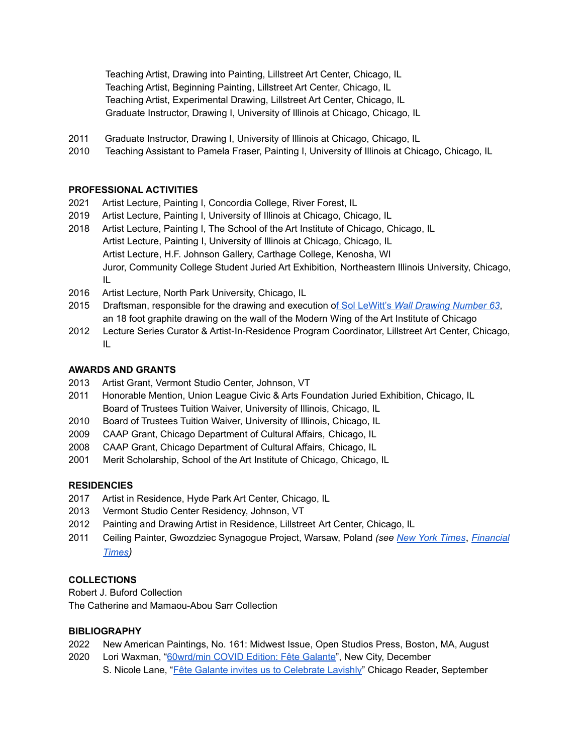Teaching Artist, Drawing into Painting, Lillstreet Art Center, Chicago, IL
Teaching Artist, Beginning Painting, Lillstreet Art Center, Chicago, IL
Teaching Artist, Experimental Drawing, Lillstreet Art Center, Chicago, IL
Graduate Instructor, Drawing I, University of Illinois at Chicago, Chicago, IL

2011 Graduate Instructor, Drawing I, University of Illinois at Chicago, Chicago, IL
2010 Teaching Assistant to Pamela Fraser, Painting I, University of Illinois at Chicago, Chicago, IL

**PROFESSIONAL ACTIVITIES**

2021 Artist Lecture, Painting I, Concordia College, River Forest, IL
2019 Artist Lecture, Painting I, University of Illinois at Chicago, Chicago, IL
2018 Artist Lecture, Painting I, The School of the Art Institute of Chicago, Chicago, IL
Artist Lecture, Painting I, University of Illinois at Chicago, Chicago, IL
Artist Lecture, H.F. Johnson Gallery, Carthage College, Kenosha, WI
Juror, Community College Student Juried Art Exhibition, Northeastern Illinois University, Chicago, IL
2016 Artist Lecture, North Park University, Chicago, IL
2015 Draftsman, responsible for the drawing and execution of Sol LeWitt's *Wall Drawing Number 63*, an 18 foot graphite drawing on the wall of the Modern Wing of the Art Institute of Chicago
2012 Lecture Series Curator & Artist-In-Residence Program Coordinator, Lillstreet Art Center, Chicago, IL

**AWARDS AND GRANTS**

2013 Artist Grant, Vermont Studio Center, Johnson, VT
2011 Honorable Mention, Union League Civic & Arts Foundation Juried Exhibition, Chicago, IL
Board of Trustees Tuition Waiver, University of Illinois, Chicago, IL
2010 Board of Trustees Tuition Waiver, University of Illinois, Chicago, IL
2009 CAAP Grant, Chicago Department of Cultural Affairs, Chicago, IL
2008 CAAP Grant, Chicago Department of Cultural Affairs, Chicago, IL
2001 Merit Scholarship, School of the Art Institute of Chicago, Chicago, IL

**RESIDENCIES**

2017 Artist in Residence, Hyde Park Art Center, Chicago, IL
2013 Vermont Studio Center Residency, Johnson, VT
2012 Painting and Drawing Artist in Residence, Lillstreet Art Center, Chicago, IL
2011 Ceiling Painter, Gwozdziec Synagogue Project, Warsaw, Poland *(see New York Times, Financial Times)*

**COLLECTIONS**

Robert J. Buford Collection
The Catherine and Mamaou-Abou Sarr Collection

**BIBLIOGRAPHY**

2022 New American Paintings, No. 161: Midwest Issue, Open Studios Press, Boston, MA, August
2020 Lori Waxman, "60wrd/min COVID Edition: Fête Galante", New City, December
S. Nicole Lane, "Fête Galante invites us to Celebrate Lavishly" Chicago Reader, September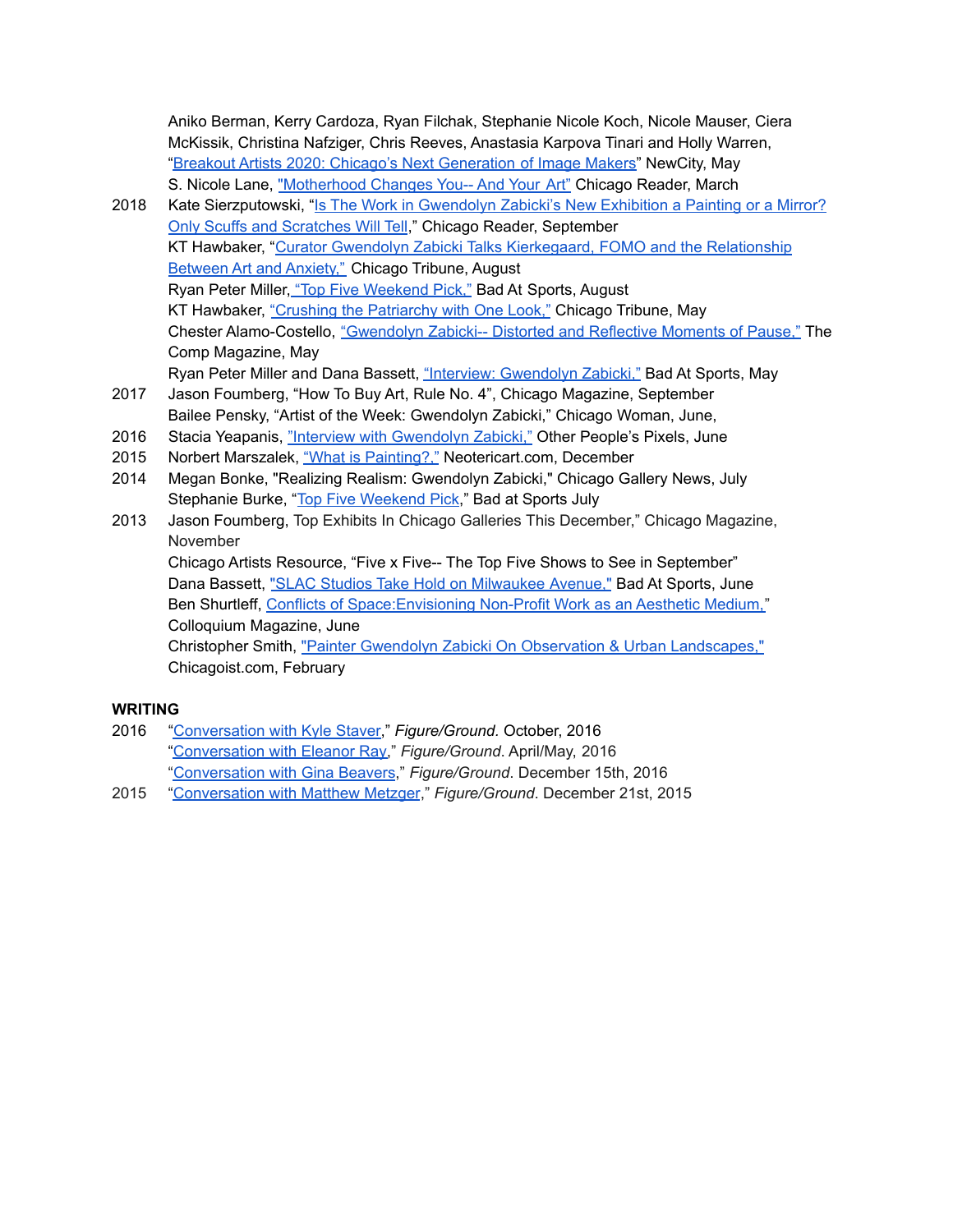Aniko Berman, Kerry Cardoza, Ryan Filchak, Stephanie Nicole Koch, Nicole Mauser, Ciera McKissik, Christina Nafziger, Chris Reeves, Anastasia Karpova Tinari and Holly Warren, "Breakout Artists 2020: Chicago's Next Generation of Image Makers" NewCity, May

S. Nicole Lane, "Motherhood Changes You-- And Your Art" Chicago Reader, March

2018 Kate Sierzputowski, "Is The Work in Gwendolyn Zabicki's New Exhibition a Painting or a Mirror? Only Scuffs and Scratches Will Tell," Chicago Reader, September

KT Hawbaker, "Curator Gwendolyn Zabicki Talks Kierkegaard, FOMO and the Relationship Between Art and Anxiety," Chicago Tribune, August

Ryan Peter Miller, "Top Five Weekend Pick," Bad At Sports, August

KT Hawbaker, "Crushing the Patriarchy with One Look," Chicago Tribune, May

Chester Alamo-Costello, "Gwendolyn Zabicki-- Distorted and Reflective Moments of Pause," The Comp Magazine, May

Ryan Peter Miller and Dana Bassett, "Interview: Gwendolyn Zabicki," Bad At Sports, May

2017 Jason Foumberg, "How To Buy Art, Rule No. 4", Chicago Magazine, September

Bailee Pensky, "Artist of the Week: Gwendolyn Zabicki," Chicago Woman, June,

2016 Stacia Yeapanis, "Interview with Gwendolyn Zabicki," Other People's Pixels, June

2015 Norbert Marszalek, "What is Painting?," Neotericart.com, December

2014 Megan Bonke, "Realizing Realism: Gwendolyn Zabicki," Chicago Gallery News, July

Stephanie Burke, "Top Five Weekend Pick," Bad at Sports July

2013 Jason Foumberg, Top Exhibits In Chicago Galleries This December," Chicago Magazine, November

Chicago Artists Resource, "Five x Five-- The Top Five Shows to See in September"

Dana Bassett, "SLAC Studios Take Hold on Milwaukee Avenue," Bad At Sports, June

Ben Shurtleff, Conflicts of Space:Envisioning Non-Profit Work as an Aesthetic Medium," Colloquium Magazine, June

Christopher Smith, "Painter Gwendolyn Zabicki On Observation & Urban Landscapes," Chicagoist.com, February

**WRITING**

2016 "Conversation with Kyle Staver," *Figure/Ground*. October, 2016

"Conversation with Eleanor Ray," *Figure/Ground*. April/May, 2016

"Conversation with Gina Beavers," *Figure/Ground*. December 15th, 2016

2015 "Conversation with Matthew Metzger," *Figure/Ground*. December 21st, 2015